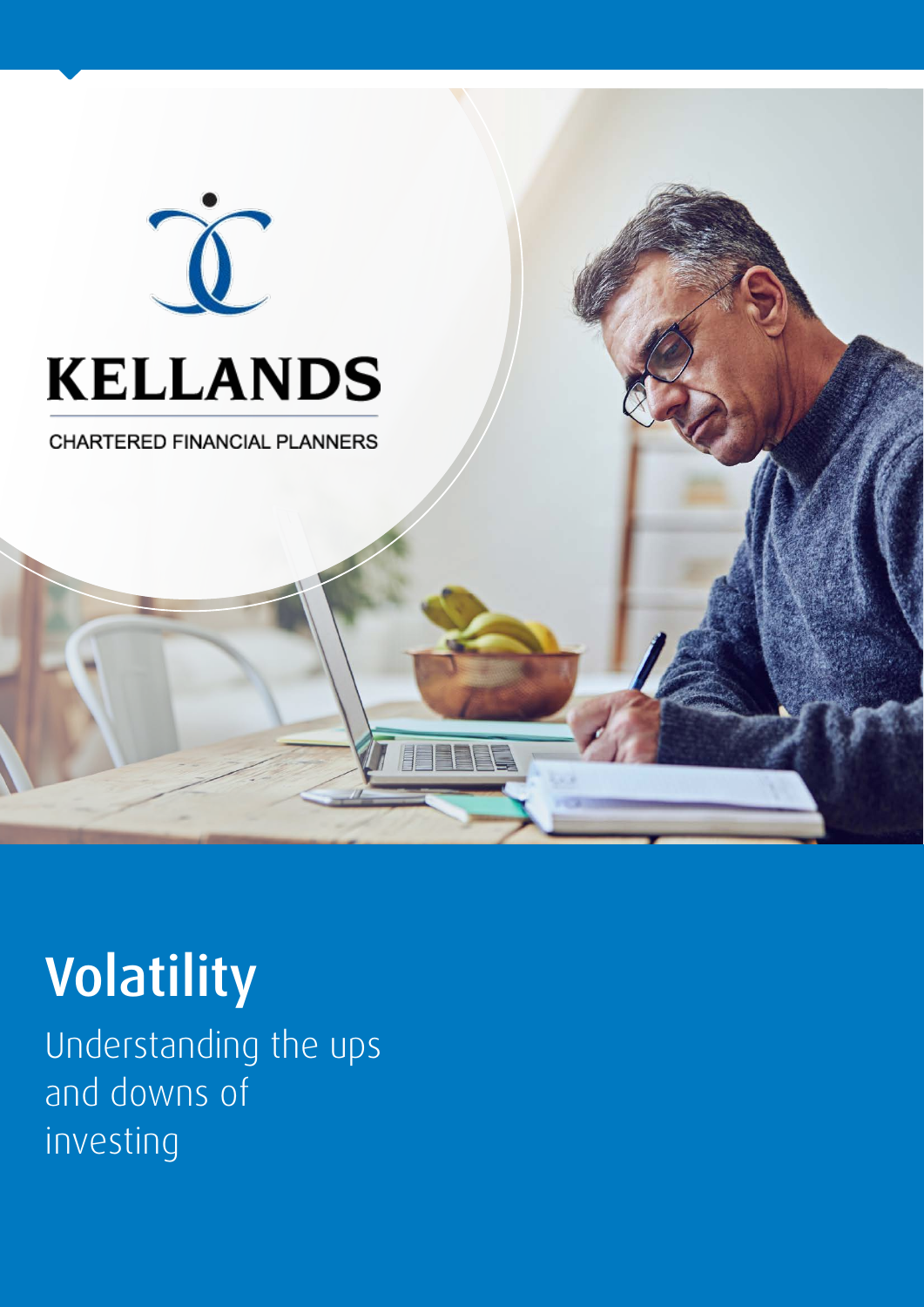KELLANDS

CHARTERED FINANCIAL PLANNERS

# Volatility

Understanding the ups and downs of investing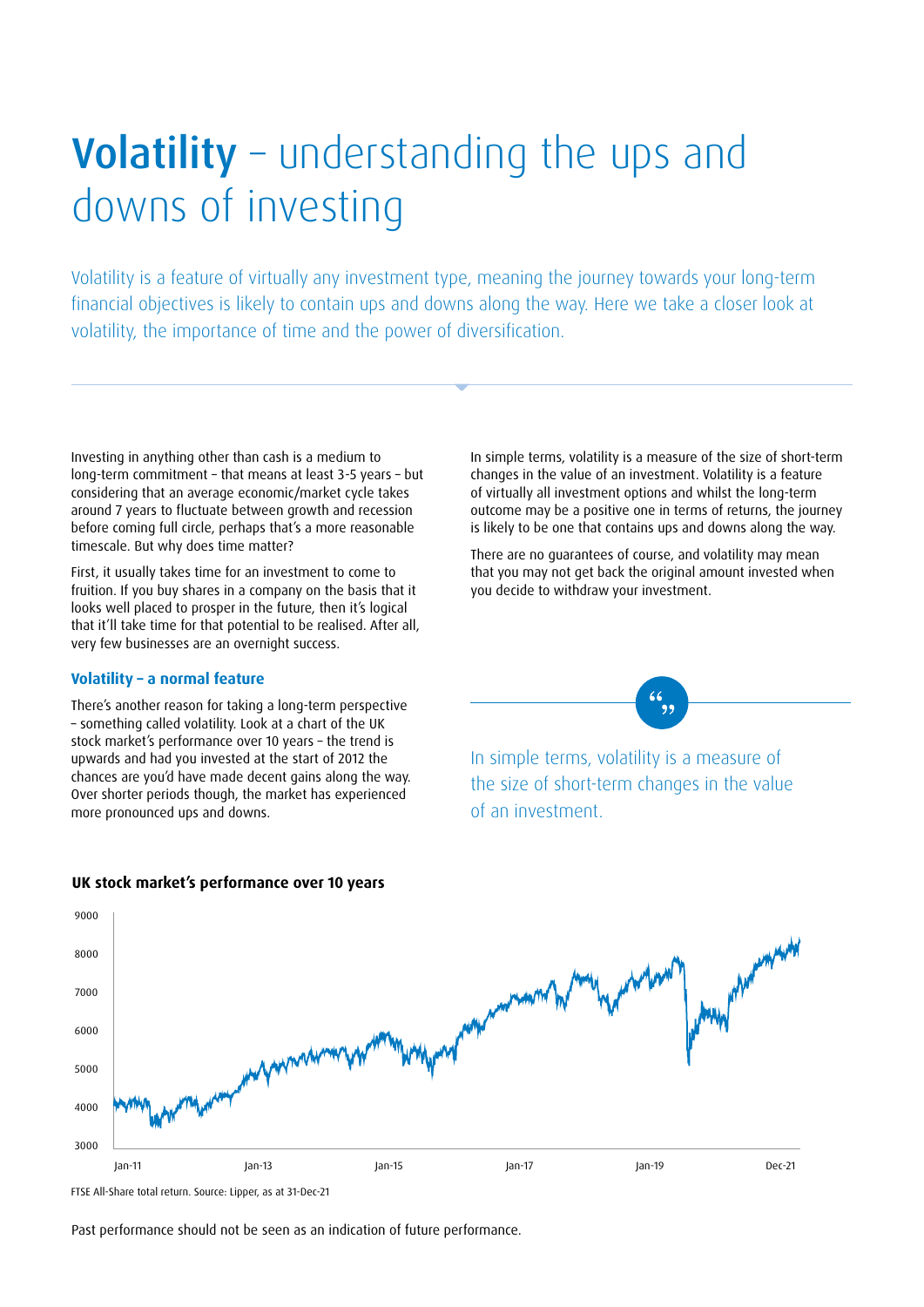# **Volatility** – understanding the ups and downs of investing

Volatility is a feature of virtually any investment type, meaning the journey towards your long-term financial objectives is likely to contain ups and downs along the way. Here we take a closer look at volatility, the importance of time and the power of diversification.

Investing in anything other than cash is a medium to long-term commitment – that means at least 3-5 years – but considering that an average economic/market cycle takes around 7 years to fluctuate between growth and recession before coming full circle, perhaps that's a more reasonable timescale. But why does time matter?

First, it usually takes time for an investment to come to fruition. If you buy shares in a company on the basis that it looks well placed to prosper in the future, then it's logical that it'll take time for that potential to be realised. After all, very few businesses are an overnight success.

### Volatility – a normal feature

There's another reason for taking a long-term perspective – something called volatility. Look at a chart of the UK stock market's performance over 10 years – the trend is upwards and had you invested at the start of 2012 the chances are you'd have made decent gains along the way. Over shorter periods though, the market has experienced more pronounced ups and downs.

In simple terms, volatility is a measure of the size of short-term changes in the value of an investment. Volatility is a feature of virtually all investment options and whilst the long-term outcome may be a positive one in terms of returns, the journey is likely to be one that contains ups and downs along the way.

There are no guarantees of course, and volatility may mean that you may not get back the original amount invested when you decide to withdraw your investment.

> In simple terms, volatility is a measure of the size of short-term changes in the value of an investment.

**UK stock market's performance over 10 years**

FTSE All-Share total return. Source: Lipper, as at 31-Dec-21

Past performance should not be seen as an indication of future performance.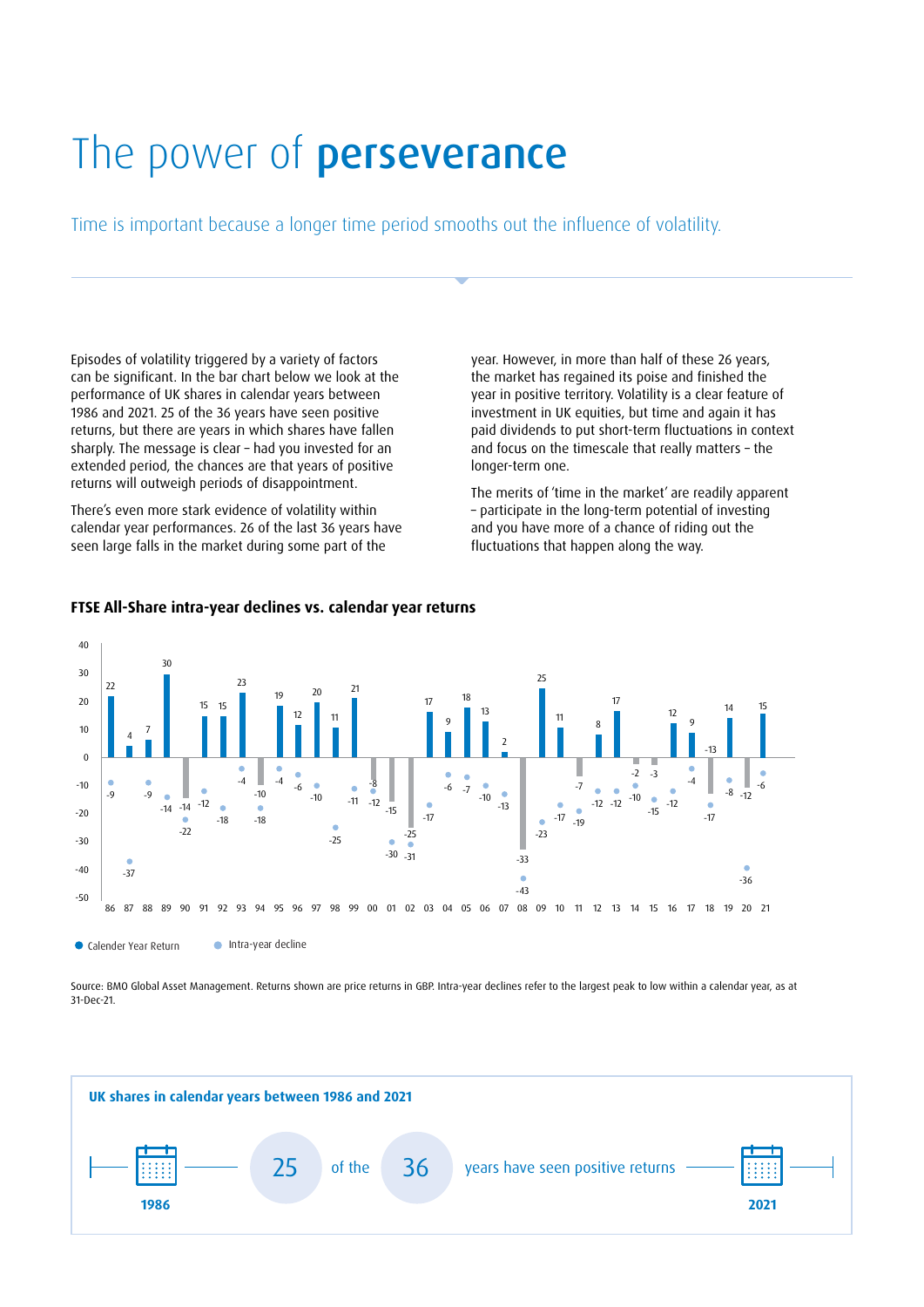# The power of **perseverance**

Time is important because a longer time period smooths out the influence of volatility.

Episodes of volatility triggered by a variety of factors can be significant. In the bar chart below we look at the performance of UK shares in calendar years between 1986 and 2021. 25 of the 36 years have seen positive returns, but there are years in which shares have fallen sharply. The message is clear – had you invested for an extended period, the chances are that years of positive returns will outweigh periods of disappointment.

There's even more stark evidence of volatility within calendar year performances. 26 of the last 36 years have seen large falls in the market during some part of the year. However, in more than half of these 26 years, the market has regained its poise and finished the year in positive territory. Volatility is a clear feature of investment in UK equities, but time and again it has paid dividends to put short-term fluctuations in context and focus on the timescale that really matters – the longer-term one.

The merits of 'time in the market' are readily apparent – participate in the long-term potential of investing and you have more of a chance of riding out the fluctuations that happen along the way.

### FTSE All-Share intra-year declines vs. calendar year returns

| Year | Calendar Year Return | Intra-year decline |
|---|---|---|
| 86 | 22 | -9 |
| 87 | 4 | -37 |
| 88 | 7 | -9 |
| 89 | 30 | -14 |
| 90 | -14 | -22 |
| 91 | 15 | -12 |
| 92 | 15 | -18 |
| 93 | 23 | -4 |
| 94 | -10 | -18 |
| 95 | 19 | -4 |
| 96 | 12 | -6 |
| 97 | 20 | -10 |
| 98 | 11 | -25 |
| 99 | 21 | -11 |
| 00 | -8 | -12 |
| 01 | -15 | -30 |
| 02 | -25 | -31 |
| 03 | 17 | -17 |
| 04 | 9 | -6 |
| 05 | 18 | -7 |
| 06 | 13 | -10 |
| 07 | 2 | -13 |
| 08 | -33 | -43 |
| 09 | 25 | -23 |
| 10 | 11 | -17 |
| 11 | -7 | -19 |
| 12 | 8 | -12 |
| 13 | 17 | -12 |
| 14 | -2 | -10 |
| 15 | -3 | -15 |
| 16 | 12 | -12 |
| 17 | 9 | -4 |
| 18 | -13 | -17 |
| 19 | 14 | -8 |
| 20 | -12 | -36 |
| 21 | 15 | -6 |

Source: BMO Global Asset Management. Returns shown are price returns in GBP. Intra-year declines refer to the largest peak to low within a calendar year, as at 31-Dec-21.

**UK shares in calendar years between 1986 and 2021**

**1986** — 25 of the 36 years have seen positive returns — **2021**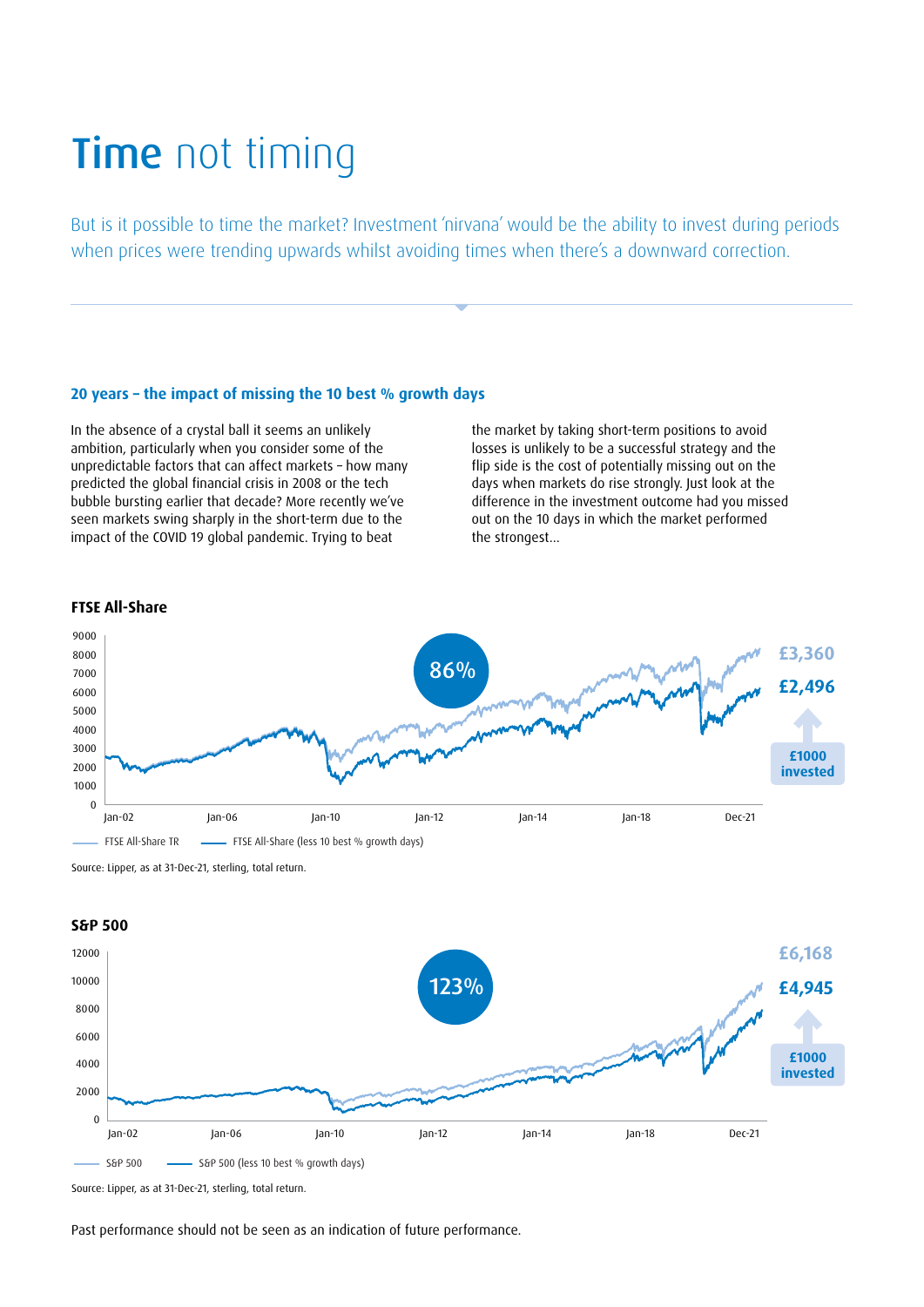# **Time** not timing

But is it possible to time the market? Investment 'nirvana' would be the ability to invest during periods when prices were trending upwards whilst avoiding times when there's a downward correction.

### 20 years – the impact of missing the 10 best % growth days

In the absence of a crystal ball it seems an unlikely ambition, particularly when you consider some of the unpredictable factors that can affect markets – how many predicted the global financial crisis in 2008 or the tech bubble bursting earlier that decade? More recently we've seen markets swing sharply in the short-term due to the impact of the COVID 19 global pandemic. Trying to beat the market by taking short-term positions to avoid losses is unlikely to be a successful strategy and the flip side is the cost of potentially missing out on the days when markets do rise strongly. Just look at the difference in the investment outcome had you missed out on the 10 days in which the market performed the strongest...

**FTSE All-Share**

86%

£3,360

£2,496

£1000 invested

FTSE All-Share TR — FTSE All-Share (less 10 best % growth days)

Source: Lipper, as at 31-Dec-21, sterling, total return.

**S&P 500**

123%

£6,168

£4,945

£1000 invested

S&P 500 — S&P 500 (less 10 best % growth days)

Source: Lipper, as at 31-Dec-21, sterling, total return.

Past performance should not be seen as an indication of future performance.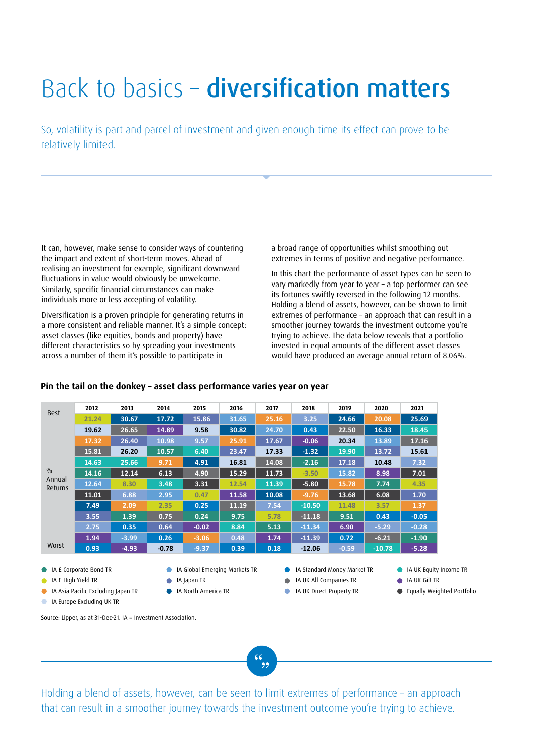# Back to basics – **diversification matters**

So, volatility is part and parcel of investment and given enough time its effect can prove to be relatively limited.

It can, however, make sense to consider ways of countering the impact and extent of short-term moves. Ahead of realising an investment for example, significant downward fluctuations in value would obviously be unwelcome. Similarly, specific financial circumstances can make individuals more or less accepting of volatility.

Diversification is a proven principle for generating returns in a more consistent and reliable manner. It's a simple concept: asset classes (like equities, bonds and property) have different characteristics so by spreading your investments across a number of them it's possible to participate in a broad range of opportunities whilst smoothing out extremes in terms of positive and negative performance.

In this chart the performance of asset types can be seen to vary markedly from year to year – a top performer can see its fortunes swiftly reversed in the following 12 months. Holding a blend of assets, however, can be shown to limit extremes of performance – an approach that can result in a smoother journey towards the investment outcome you're trying to achieve. The data below reveals that a portfolio invested in equal amounts of the different asset classes would have produced an average annual return of 8.06%.

### Pin the tail on the donkey – asset class performance varies year on year

| % Annual Returns | 2012 | 2013 | 2014 | 2015 | 2016 | 2017 | 2018 | 2019 | 2020 | 2021 |
|---|---|---|---|---|---|---|---|---|---|---|
| Best | 21.24 | 30.67 | 17.72 | 15.86 | 31.65 | 25.16 | 3.25 | 24.66 | 20.08 | 25.69 |
| | 19.62 | 26.65 | 14.89 | 9.58 | 30.82 | 24.70 | 0.43 | 22.50 | 16.33 | 18.45 |
| | 17.32 | 26.40 | 10.98 | 9.57 | 25.91 | 17.67 | -0.06 | 20.34 | 13.89 | 17.16 |
| | 15.81 | 26.20 | 10.57 | 6.40 | 23.47 | 17.33 | -1.32 | 19.90 | 13.72 | 15.61 |
| | 14.63 | 25.66 | 9.71 | 4.91 | 16.81 | 14.08 | -2.16 | 17.18 | 10.48 | 7.32 |
| | 14.16 | 12.14 | 6.13 | 4.90 | 15.29 | 11.73 | -3.50 | 15.82 | 8.98 | 7.01 |
| | 12.64 | 8.30 | 3.48 | 3.31 | 12.54 | 11.39 | -5.80 | 15.78 | 7.74 | 4.35 |
| | 11.01 | 6.88 | 2.95 | 0.47 | 11.58 | 10.08 | -9.76 | 13.68 | 6.08 | 1.70 |
| | 7.49 | 2.09 | 2.35 | 0.25 | 11.19 | 7.54 | -10.50 | 11.48 | 3.57 | 1.37 |
| | 3.55 | 1.39 | 0.75 | 0.24 | 9.75 | 5.78 | -11.18 | 9.51 | 0.43 | -0.05 |
| | 2.75 | 0.35 | 0.64 | -0.02 | 8.84 | 5.13 | -11.34 | 6.90 | -5.29 | -0.28 |
| | 1.94 | -3.99 | 0.26 | -3.06 | 0.48 | 1.74 | -11.39 | 0.72 | -6.21 | -1.90 |
| Worst | 0.93 | -4.93 | -0.78 | -9.37 | 0.39 | 0.18 | -12.06 | -0.59 | -10.78 | -5.28 |

- IA £ Corporate Bond TR
- IA £ High Yield TR
- IA Asia Pacific Excluding Japan TR
- IA Europe Excluding UK TR
- IA Global Emerging Markets TR
- IA Japan TR
- IA North America TR
- IA Standard Money Market TR
- IA UK All Companies TR
- IA UK Direct Property TR
- IA UK Equity Income TR
- IA UK Gilt TR
- Equally Weighted Portfolio

Source: Lipper, as at 31-Dec-21. IA = Investment Association.

> Holding a blend of assets, however, can be seen to limit extremes of performance – an approach that can result in a smoother journey towards the investment outcome you're trying to achieve.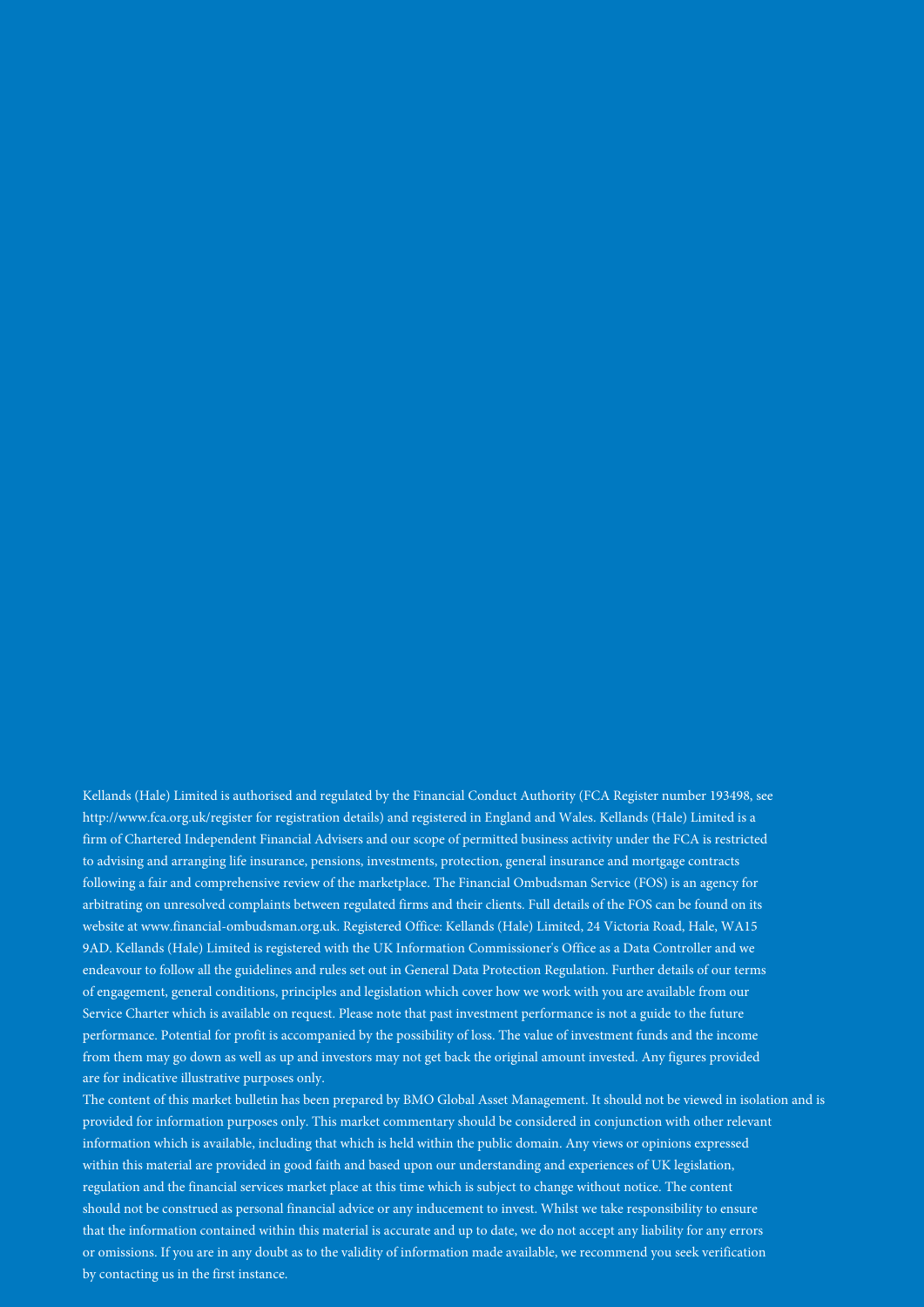Kellands (Hale) Limited is authorised and regulated by the Financial Conduct Authority (FCA Register number 193498, see http://www.fca.org.uk/register for registration details) and registered in England and Wales. Kellands (Hale) Limited is a firm of Chartered Independent Financial Advisers and our scope of permitted business activity under the FCA is restricted to advising and arranging life insurance, pensions, investments, protection, general insurance and mortgage contracts following a fair and comprehensive review of the marketplace. The Financial Ombudsman Service (FOS) is an agency for arbitrating on unresolved complaints between regulated firms and their clients. Full details of the FOS can be found on its website at www.financial-ombudsman.org.uk. Registered Office: Kellands (Hale) Limited, 24 Victoria Road, Hale, WA15 9AD. Kellands (Hale) Limited is registered with the UK Information Commissioner's Office as a Data Controller and we endeavour to follow all the guidelines and rules set out in General Data Protection Regulation. Further details of our terms of engagement, general conditions, principles and legislation which cover how we work with you are available from our Service Charter which is available on request. Please note that past investment performance is not a guide to the future performance. Potential for profit is accompanied by the possibility of loss. The value of investment funds and the income from them may go down as well as up and investors may not get back the original amount invested. Any figures provided are for indicative illustrative purposes only.

The content of this market bulletin has been prepared by BMO Global Asset Management. It should not be viewed in isolation and is provided for information purposes only. This market commentary should be considered in conjunction with other relevant information which is available, including that which is held within the public domain. Any views or opinions expressed within this material are provided in good faith and based upon our understanding and experiences of UK legislation, regulation and the financial services market place at this time which is subject to change without notice. The content should not be construed as personal financial advice or any inducement to invest. Whilst we take responsibility to ensure that the information contained within this material is accurate and up to date, we do not accept any liability for any errors or omissions. If you are in any doubt as to the validity of information made available, we recommend you seek verification by contacting us in the first instance.